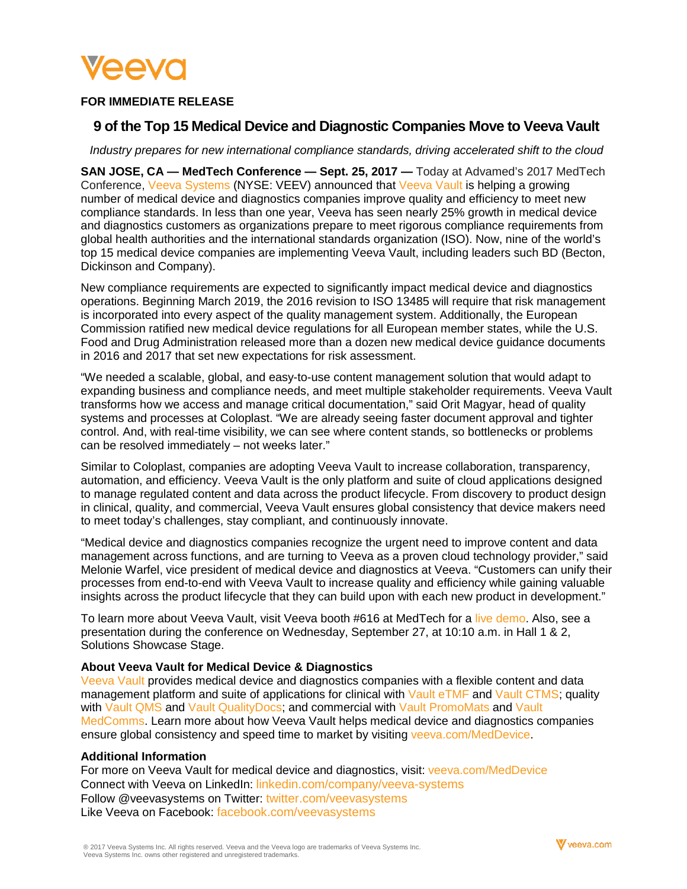Veeva

**FOR IMMEDIATE RELEASE**

# 9 of the Top 15 Medical Device and Diagnostic Companies Move to Veeva Vault

*Industry prepares for new international compliance standards, driving accelerated shift to the cloud*

**SAN JOSE, CA — MedTech Conference — Sept. 25, 2017 —** Today at Advamed's 2017 MedTech Conference, Veeva Systems (NYSE: VEEV) announced that Veeva Vault is helping a growing number of medical device and diagnostics companies improve quality and efficiency to meet new compliance standards. In less than one year, Veeva has seen nearly 25% growth in medical device and diagnostics customers as organizations prepare to meet rigorous compliance requirements from global health authorities and the international standards organization (ISO). Now, nine of the world's top 15 medical device companies are implementing Veeva Vault, including leaders such BD (Becton, Dickinson and Company).

New compliance requirements are expected to significantly impact medical device and diagnostics operations. Beginning March 2019, the 2016 revision to ISO 13485 will require that risk management is incorporated into every aspect of the quality management system. Additionally, the European Commission ratified new medical device regulations for all European member states, while the U.S. Food and Drug Administration released more than a dozen new medical device guidance documents in 2016 and 2017 that set new expectations for risk assessment.

"We needed a scalable, global, and easy-to-use content management solution that would adapt to expanding business and compliance needs, and meet multiple stakeholder requirements. Veeva Vault transforms how we access and manage critical documentation," said Orit Magyar, head of quality systems and processes at Coloplast. "We are already seeing faster document approval and tighter control. And, with real-time visibility, we can see where content stands, so bottlenecks or problems can be resolved immediately – not weeks later."

Similar to Coloplast, companies are adopting Veeva Vault to increase collaboration, transparency, automation, and efficiency. Veeva Vault is the only platform and suite of cloud applications designed to manage regulated content and data across the product lifecycle. From discovery to product design in clinical, quality, and commercial, Veeva Vault ensures global consistency that device makers need to meet today's challenges, stay compliant, and continuously innovate.

"Medical device and diagnostics companies recognize the urgent need to improve content and data management across functions, and are turning to Veeva as a proven cloud technology provider," said Melonie Warfel, vice president of medical device and diagnostics at Veeva. "Customers can unify their processes from end-to-end with Veeva Vault to increase quality and efficiency while gaining valuable insights across the product lifecycle that they can build upon with each new product in development."

To learn more about Veeva Vault, visit Veeva booth #616 at MedTech for a live demo. Also, see a presentation during the conference on Wednesday, September 27, at 10:10 a.m. in Hall 1 & 2, Solutions Showcase Stage.

**About Veeva Vault for Medical Device & Diagnostics**

Veeva Vault provides medical device and diagnostics companies with a flexible content and data management platform and suite of applications for clinical with Vault eTMF and Vault CTMS; quality with Vault QMS and Vault QualityDocs; and commercial with Vault PromoMats and Vault MedComms. Learn more about how Veeva Vault helps medical device and diagnostics companies ensure global consistency and speed time to market by visiting veeva.com/MedDevice.

**Additional Information**

For more on Veeva Vault for medical device and diagnostics, visit: veeva.com/MedDevice
Connect with Veeva on LinkedIn: linkedin.com/company/veeva-systems
Follow @veevasystems on Twitter: twitter.com/veevasystems
Like Veeva on Facebook: facebook.com/veevasystems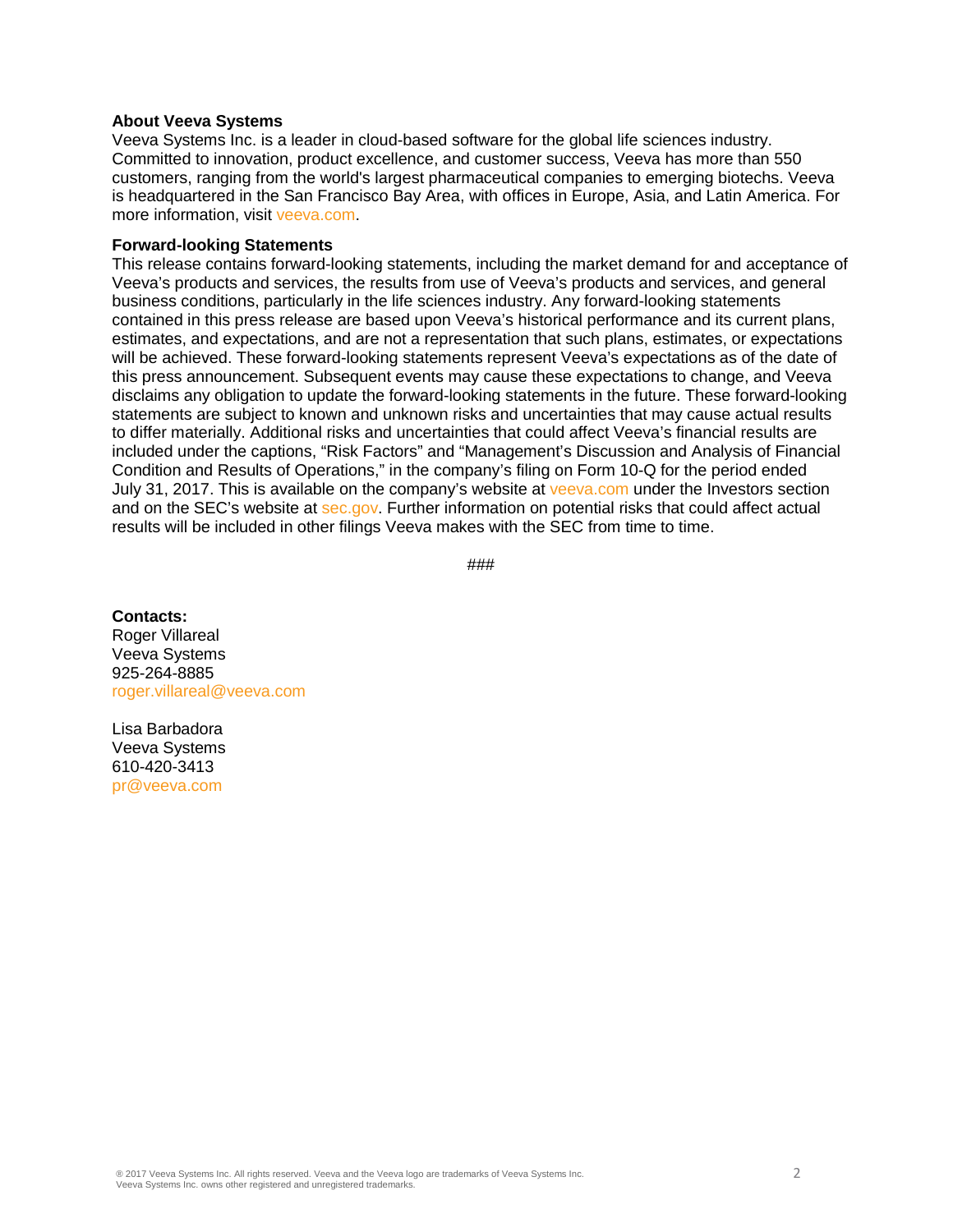**About Veeva Systems**

Veeva Systems Inc. is a leader in cloud-based software for the global life sciences industry. Committed to innovation, product excellence, and customer success, Veeva has more than 550 customers, ranging from the world's largest pharmaceutical companies to emerging biotechs. Veeva is headquartered in the San Francisco Bay Area, with offices in Europe, Asia, and Latin America. For more information, visit veeva.com.

**Forward-looking Statements**

This release contains forward-looking statements, including the market demand for and acceptance of Veeva's products and services, the results from use of Veeva's products and services, and general business conditions, particularly in the life sciences industry. Any forward-looking statements contained in this press release are based upon Veeva's historical performance and its current plans, estimates, and expectations, and are not a representation that such plans, estimates, or expectations will be achieved. These forward-looking statements represent Veeva's expectations as of the date of this press announcement. Subsequent events may cause these expectations to change, and Veeva disclaims any obligation to update the forward-looking statements in the future. These forward-looking statements are subject to known and unknown risks and uncertainties that may cause actual results to differ materially. Additional risks and uncertainties that could affect Veeva's financial results are included under the captions, "Risk Factors" and "Management's Discussion and Analysis of Financial Condition and Results of Operations," in the company's filing on Form 10-Q for the period ended July 31, 2017. This is available on the company's website at veeva.com under the Investors section and on the SEC's website at sec.gov. Further information on potential risks that could affect actual results will be included in other filings Veeva makes with the SEC from time to time.

###

**Contacts:**

Roger Villareal
Veeva Systems
925-264-8885
roger.villareal@veeva.com

Lisa Barbadora
Veeva Systems
610-420-3413
pr@veeva.com

® 2017 Veeva Systems Inc. All rights reserved. Veeva and the Veeva logo are trademarks of Veeva Systems Inc.
Veeva Systems Inc. owns other registered and unregistered trademarks.